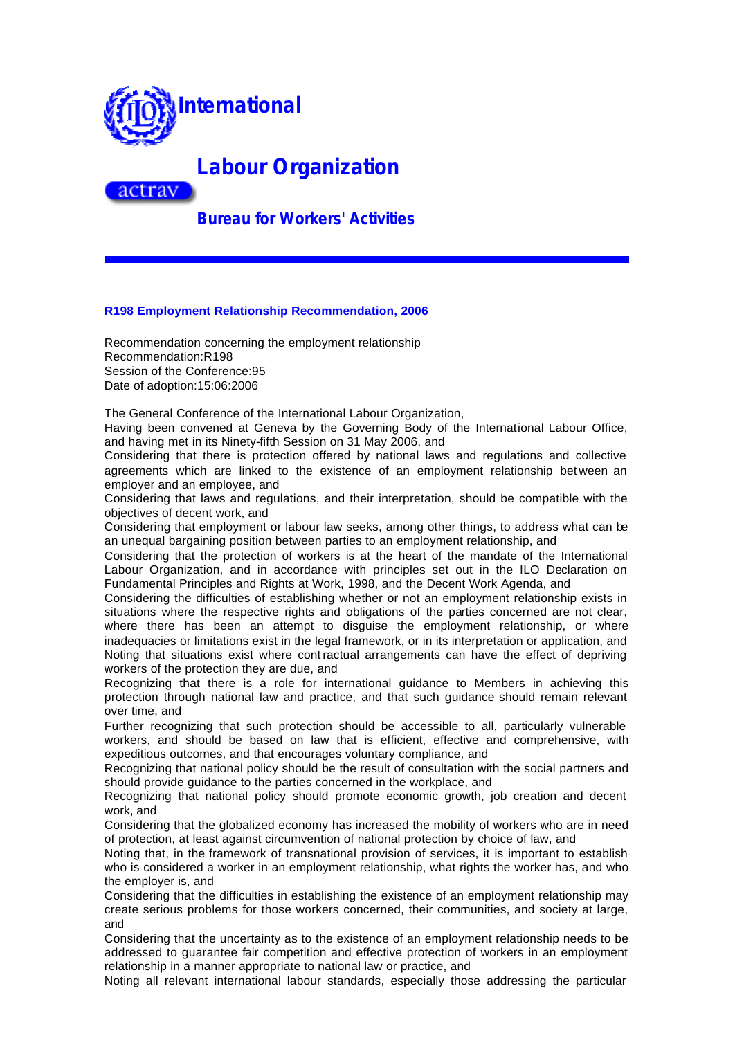# International

# Labour Organization

actrav

## Bureau for Workers' Activities

---

### R198 Employment Relationship Recommendation, 2006

Recommendation concerning the employment relationship
Recommendation:R198
Session of the Conference:95
Date of adoption:15:06:2006

The General Conference of the International Labour Organization,
Having been convened at Geneva by the Governing Body of the International Labour Office, and having met in its Ninety-fifth Session on 31 May 2006, and
Considering that there is protection offered by national laws and regulations and collective agreements which are linked to the existence of an employment relationship between an employer and an employee, and
Considering that laws and regulations, and their interpretation, should be compatible with the objectives of decent work, and
Considering that employment or labour law seeks, among other things, to address what can be an unequal bargaining position between parties to an employment relationship, and
Considering that the protection of workers is at the heart of the mandate of the International Labour Organization, and in accordance with principles set out in the ILO Declaration on Fundamental Principles and Rights at Work, 1998, and the Decent Work Agenda, and
Considering the difficulties of establishing whether or not an employment relationship exists in situations where the respective rights and obligations of the parties concerned are not clear, where there has been an attempt to disguise the employment relationship, or where inadequacies or limitations exist in the legal framework, or in its interpretation or application, and
Noting that situations exist where contractual arrangements can have the effect of depriving workers of the protection they are due, and
Recognizing that there is a role for international guidance to Members in achieving this protection through national law and practice, and that such guidance should remain relevant over time, and
Further recognizing that such protection should be accessible to all, particularly vulnerable workers, and should be based on law that is efficient, effective and comprehensive, with expeditious outcomes, and that encourages voluntary compliance, and
Recognizing that national policy should be the result of consultation with the social partners and should provide guidance to the parties concerned in the workplace, and
Recognizing that national policy should promote economic growth, job creation and decent work, and
Considering that the globalized economy has increased the mobility of workers who are in need of protection, at least against circumvention of national protection by choice of law, and
Noting that, in the framework of transnational provision of services, it is important to establish who is considered a worker in an employment relationship, what rights the worker has, and who the employer is, and
Considering that the difficulties in establishing the existence of an employment relationship may create serious problems for those workers concerned, their communities, and society at large, and
Considering that the uncertainty as to the existence of an employment relationship needs to be addressed to guarantee fair competition and effective protection of workers in an employment relationship in a manner appropriate to national law or practice, and
Noting all relevant international labour standards, especially those addressing the particular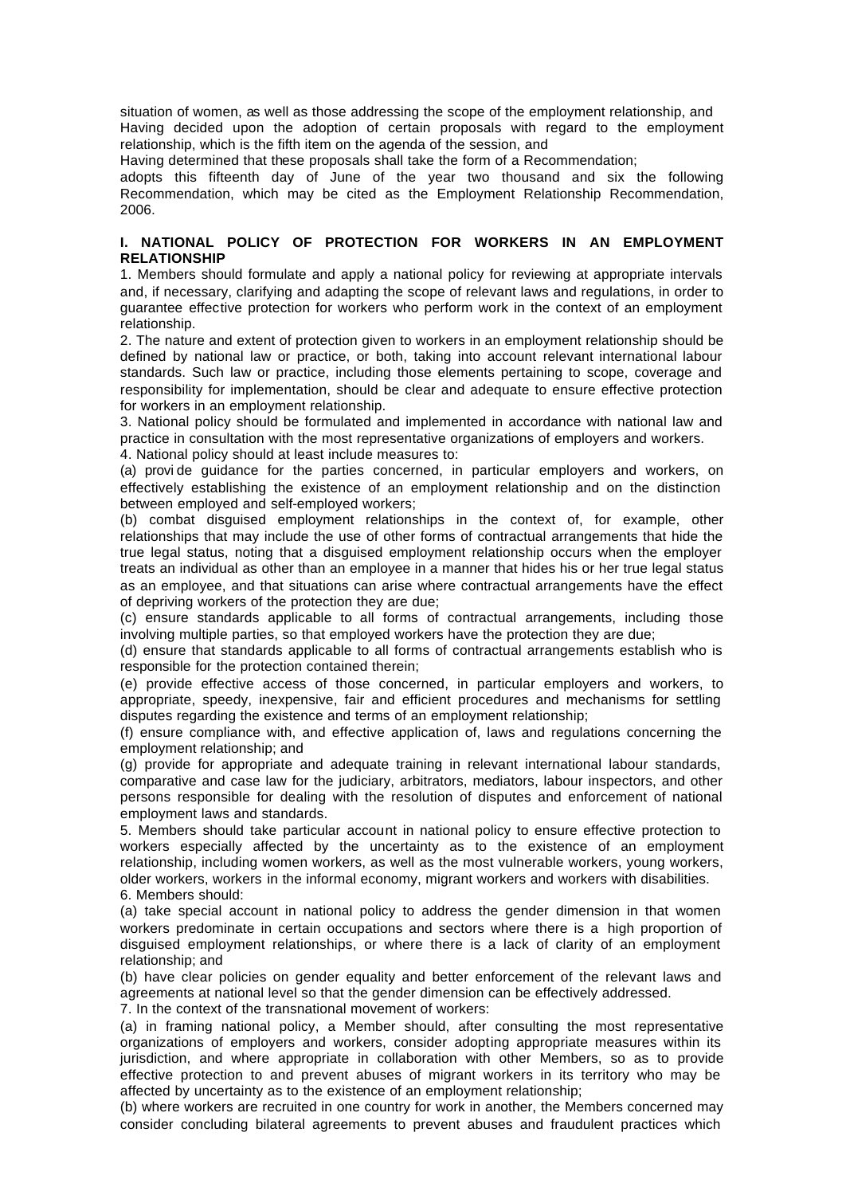situation of women, as well as those addressing the scope of the employment relationship, and

Having decided upon the adoption of certain proposals with regard to the employment relationship, which is the fifth item on the agenda of the session, and

Having determined that these proposals shall take the form of a Recommendation;

adopts this fifteenth day of June of the year two thousand and six the following Recommendation, which may be cited as the Employment Relationship Recommendation, 2006.

## I. NATIONAL POLICY OF PROTECTION FOR WORKERS IN AN EMPLOYMENT RELATIONSHIP

1. Members should formulate and apply a national policy for reviewing at appropriate intervals and, if necessary, clarifying and adapting the scope of relevant laws and regulations, in order to guarantee effective protection for workers who perform work in the context of an employment relationship.

2. The nature and extent of protection given to workers in an employment relationship should be defined by national law or practice, or both, taking into account relevant international labour standards. Such law or practice, including those elements pertaining to scope, coverage and responsibility for implementation, should be clear and adequate to ensure effective protection for workers in an employment relationship.

3. National policy should be formulated and implemented in accordance with national law and practice in consultation with the most representative organizations of employers and workers.

4. National policy should at least include measures to:

(a) provide guidance for the parties concerned, in particular employers and workers, on effectively establishing the existence of an employment relationship and on the distinction between employed and self-employed workers;

(b) combat disguised employment relationships in the context of, for example, other relationships that may include the use of other forms of contractual arrangements that hide the true legal status, noting that a disguised employment relationship occurs when the employer treats an individual as other than an employee in a manner that hides his or her true legal status as an employee, and that situations can arise where contractual arrangements have the effect of depriving workers of the protection they are due;

(c) ensure standards applicable to all forms of contractual arrangements, including those involving multiple parties, so that employed workers have the protection they are due;

(d) ensure that standards applicable to all forms of contractual arrangements establish who is responsible for the protection contained therein;

(e) provide effective access of those concerned, in particular employers and workers, to appropriate, speedy, inexpensive, fair and efficient procedures and mechanisms for settling disputes regarding the existence and terms of an employment relationship;

(f) ensure compliance with, and effective application of, laws and regulations concerning the employment relationship; and

(g) provide for appropriate and adequate training in relevant international labour standards, comparative and case law for the judiciary, arbitrators, mediators, labour inspectors, and other persons responsible for dealing with the resolution of disputes and enforcement of national employment laws and standards.

5. Members should take particular account in national policy to ensure effective protection to workers especially affected by the uncertainty as to the existence of an employment relationship, including women workers, as well as the most vulnerable workers, young workers, older workers, workers in the informal economy, migrant workers and workers with disabilities.

6. Members should:

(a) take special account in national policy to address the gender dimension in that women workers predominate in certain occupations and sectors where there is a high proportion of disguised employment relationships, or where there is a lack of clarity of an employment relationship; and

(b) have clear policies on gender equality and better enforcement of the relevant laws and agreements at national level so that the gender dimension can be effectively addressed.

7. In the context of the transnational movement of workers:

(a) in framing national policy, a Member should, after consulting the most representative organizations of employers and workers, consider adopting appropriate measures within its jurisdiction, and where appropriate in collaboration with other Members, so as to provide effective protection to and prevent abuses of migrant workers in its territory who may be affected by uncertainty as to the existence of an employment relationship;

(b) where workers are recruited in one country for work in another, the Members concerned may consider concluding bilateral agreements to prevent abuses and fraudulent practices which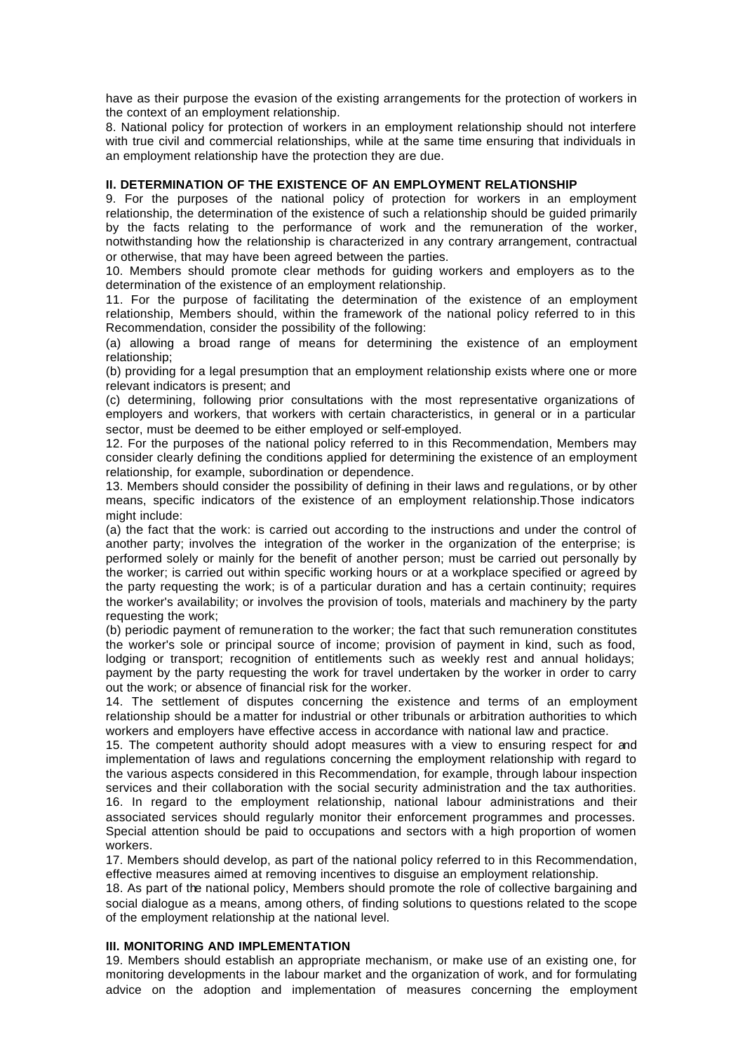have as their purpose the evasion of the existing arrangements for the protection of workers in the context of an employment relationship.

8. National policy for protection of workers in an employment relationship should not interfere with true civil and commercial relationships, while at the same time ensuring that individuals in an employment relationship have the protection they are due.

## II. DETERMINATION OF THE EXISTENCE OF AN EMPLOYMENT RELATIONSHIP

9. For the purposes of the national policy of protection for workers in an employment relationship, the determination of the existence of such a relationship should be guided primarily by the facts relating to the performance of work and the remuneration of the worker, notwithstanding how the relationship is characterized in any contrary arrangement, contractual or otherwise, that may have been agreed between the parties.

10. Members should promote clear methods for guiding workers and employers as to the determination of the existence of an employment relationship.

11. For the purpose of facilitating the determination of the existence of an employment relationship, Members should, within the framework of the national policy referred to in this Recommendation, consider the possibility of the following:

(a) allowing a broad range of means for determining the existence of an employment relationship;

(b) providing for a legal presumption that an employment relationship exists where one or more relevant indicators is present; and

(c) determining, following prior consultations with the most representative organizations of employers and workers, that workers with certain characteristics, in general or in a particular sector, must be deemed to be either employed or self-employed.

12. For the purposes of the national policy referred to in this Recommendation, Members may consider clearly defining the conditions applied for determining the existence of an employment relationship, for example, subordination or dependence.

13. Members should consider the possibility of defining in their laws and regulations, or by other means, specific indicators of the existence of an employment relationship.Those indicators might include:

(a) the fact that the work: is carried out according to the instructions and under the control of another party; involves the integration of the worker in the organization of the enterprise; is performed solely or mainly for the benefit of another person; must be carried out personally by the worker; is carried out within specific working hours or at a workplace specified or agreed by the party requesting the work; is of a particular duration and has a certain continuity; requires the worker's availability; or involves the provision of tools, materials and machinery by the party requesting the work;

(b) periodic payment of remuneration to the worker; the fact that such remuneration constitutes the worker's sole or principal source of income; provision of payment in kind, such as food, lodging or transport; recognition of entitlements such as weekly rest and annual holidays; payment by the party requesting the work for travel undertaken by the worker in order to carry out the work; or absence of financial risk for the worker.

14. The settlement of disputes concerning the existence and terms of an employment relationship should be a matter for industrial or other tribunals or arbitration authorities to which workers and employers have effective access in accordance with national law and practice.

15. The competent authority should adopt measures with a view to ensuring respect for and implementation of laws and regulations concerning the employment relationship with regard to the various aspects considered in this Recommendation, for example, through labour inspection services and their collaboration with the social security administration and the tax authorities.

16. In regard to the employment relationship, national labour administrations and their associated services should regularly monitor their enforcement programmes and processes. Special attention should be paid to occupations and sectors with a high proportion of women workers.

17. Members should develop, as part of the national policy referred to in this Recommendation, effective measures aimed at removing incentives to disguise an employment relationship.

18. As part of the national policy, Members should promote the role of collective bargaining and social dialogue as a means, among others, of finding solutions to questions related to the scope of the employment relationship at the national level.

## III. MONITORING AND IMPLEMENTATION

19. Members should establish an appropriate mechanism, or make use of an existing one, for monitoring developments in the labour market and the organization of work, and for formulating advice on the adoption and implementation of measures concerning the employment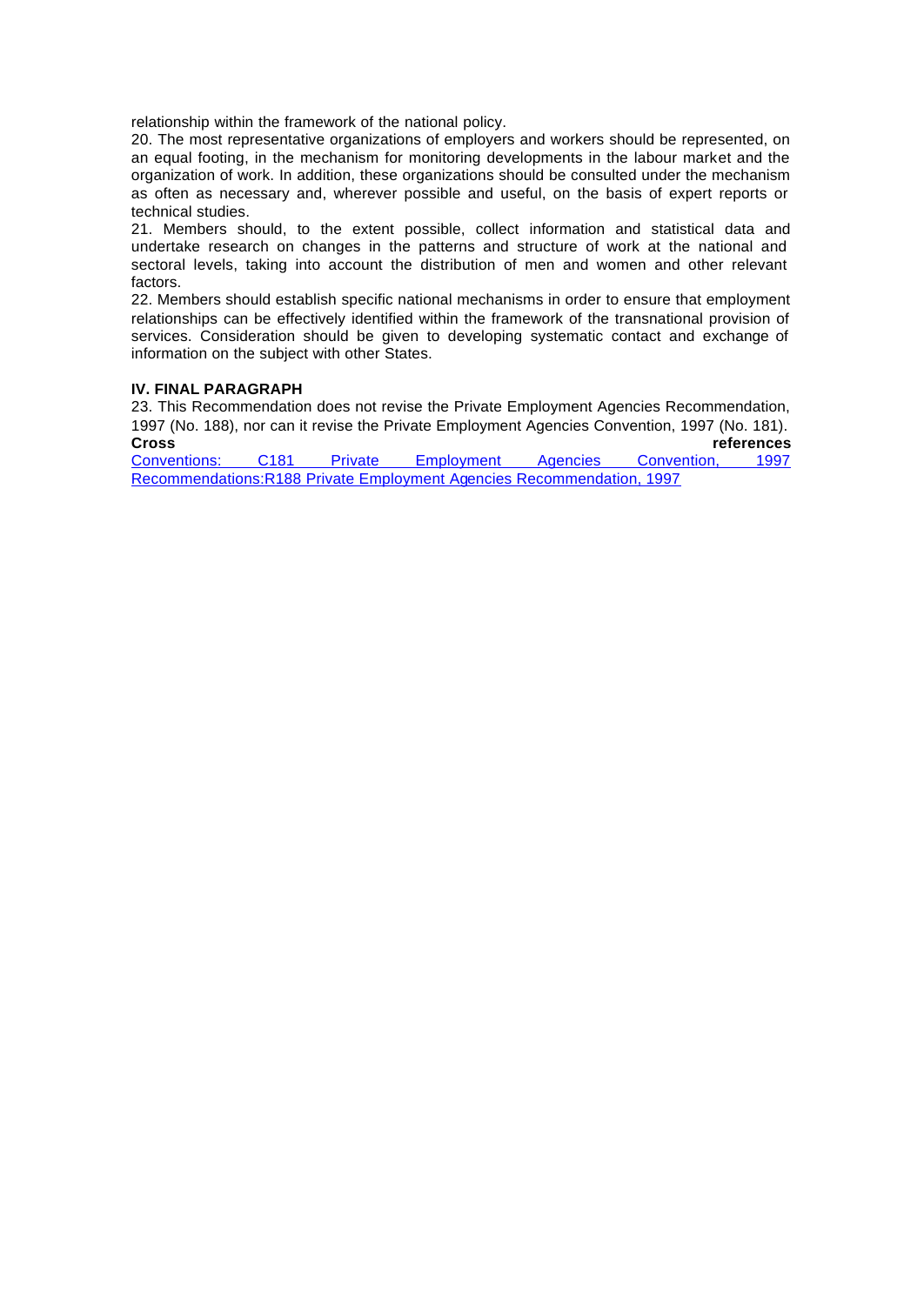relationship within the framework of the national policy.

20. The most representative organizations of employers and workers should be represented, on an equal footing, in the mechanism for monitoring developments in the labour market and the organization of work. In addition, these organizations should be consulted under the mechanism as often as necessary and, wherever possible and useful, on the basis of expert reports or technical studies.

21. Members should, to the extent possible, collect information and statistical data and undertake research on changes in the patterns and structure of work at the national and sectoral levels, taking into account the distribution of men and women and other relevant factors.

22. Members should establish specific national mechanisms in order to ensure that employment relationships can be effectively identified within the framework of the transnational provision of services. Consideration should be given to developing systematic contact and exchange of information on the subject with other States.

**IV. FINAL PARAGRAPH**

23. This Recommendation does not revise the Private Employment Agencies Recommendation, 1997 (No. 188), nor can it revise the Private Employment Agencies Convention, 1997 (No. 181).

**Cross references**

Conventions: C181 Private Employment Agencies Convention, 1997

Recommendations:R188 Private Employment Agencies Recommendation, 1997